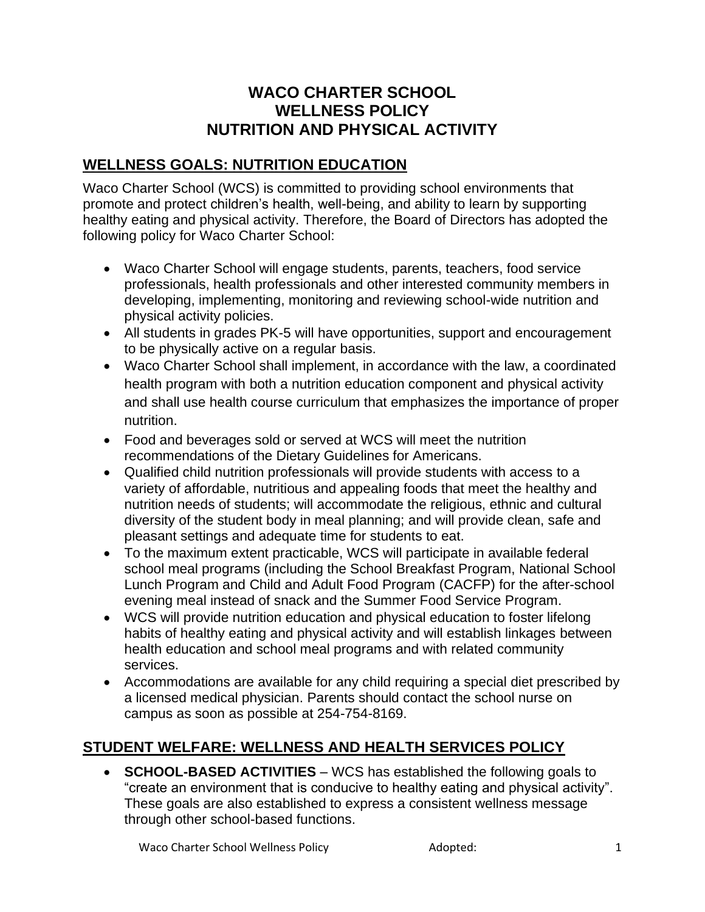# WACO CHARTER SCHOOL
# WELLNESS POLICY
# NUTRITION AND PHYSICAL ACTIVITY

## WELLNESS GOALS: NUTRITION EDUCATION

Waco Charter School (WCS) is committed to providing school environments that promote and protect children's health, well-being, and ability to learn by supporting healthy eating and physical activity. Therefore, the Board of Directors has adopted the following policy for Waco Charter School:

- Waco Charter School will engage students, parents, teachers, food service professionals, health professionals and other interested community members in developing, implementing, monitoring and reviewing school-wide nutrition and physical activity policies.
- All students in grades PK-5 will have opportunities, support and encouragement to be physically active on a regular basis.
- Waco Charter School shall implement, in accordance with the law, a coordinated health program with both a nutrition education component and physical activity and shall use health course curriculum that emphasizes the importance of proper nutrition.
- Food and beverages sold or served at WCS will meet the nutrition recommendations of the Dietary Guidelines for Americans.
- Qualified child nutrition professionals will provide students with access to a variety of affordable, nutritious and appealing foods that meet the healthy and nutrition needs of students; will accommodate the religious, ethnic and cultural diversity of the student body in meal planning; and will provide clean, safe and pleasant settings and adequate time for students to eat.
- To the maximum extent practicable, WCS will participate in available federal school meal programs (including the School Breakfast Program, National School Lunch Program and Child and Adult Food Program (CACFP) for the after-school evening meal instead of snack and the Summer Food Service Program.
- WCS will provide nutrition education and physical education to foster lifelong habits of healthy eating and physical activity and will establish linkages between health education and school meal programs and with related community services.
- Accommodations are available for any child requiring a special diet prescribed by a licensed medical physician. Parents should contact the school nurse on campus as soon as possible at 254-754-8169.

## STUDENT WELFARE: WELLNESS AND HEALTH SERVICES POLICY

- **SCHOOL-BASED ACTIVITIES** – WCS has established the following goals to "create an environment that is conducive to healthy eating and physical activity". These goals are also established to express a consistent wellness message through other school-based functions.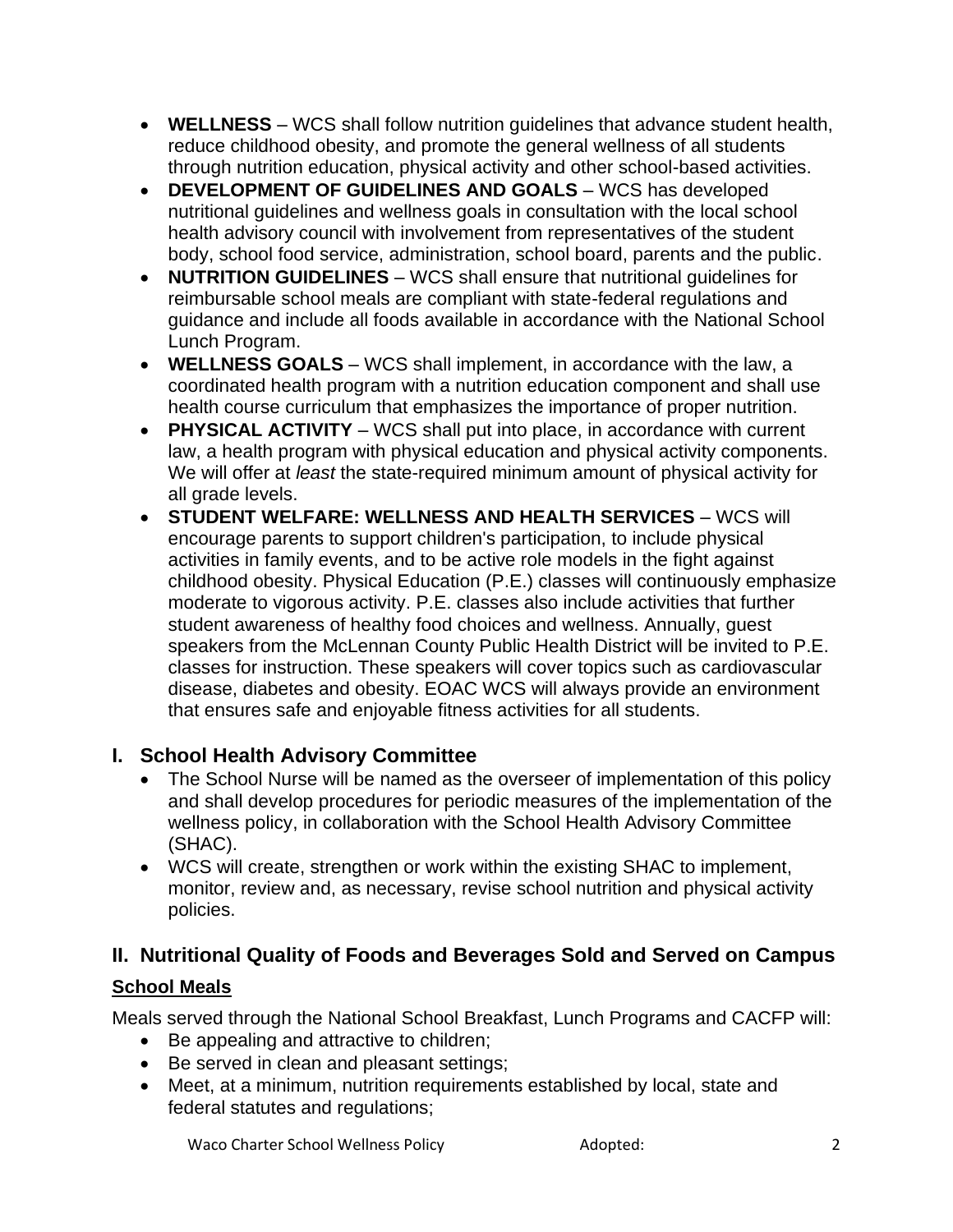- **WELLNESS** – WCS shall follow nutrition guidelines that advance student health, reduce childhood obesity, and promote the general wellness of all students through nutrition education, physical activity and other school-based activities.
- **DEVELOPMENT OF GUIDELINES AND GOALS** – WCS has developed nutritional guidelines and wellness goals in consultation with the local school health advisory council with involvement from representatives of the student body, school food service, administration, school board, parents and the public.
- **NUTRITION GUIDELINES** – WCS shall ensure that nutritional guidelines for reimbursable school meals are compliant with state-federal regulations and guidance and include all foods available in accordance with the National School Lunch Program.
- **WELLNESS GOALS** – WCS shall implement, in accordance with the law, a coordinated health program with a nutrition education component and shall use health course curriculum that emphasizes the importance of proper nutrition.
- **PHYSICAL ACTIVITY** – WCS shall put into place, in accordance with current law, a health program with physical education and physical activity components. We will offer at *least* the state-required minimum amount of physical activity for all grade levels.
- **STUDENT WELFARE: WELLNESS AND HEALTH SERVICES** – WCS will encourage parents to support children's participation, to include physical activities in family events, and to be active role models in the fight against childhood obesity. Physical Education (P.E.) classes will continuously emphasize moderate to vigorous activity. P.E. classes also include activities that further student awareness of healthy food choices and wellness. Annually, guest speakers from the McLennan County Public Health District will be invited to P.E. classes for instruction. These speakers will cover topics such as cardiovascular disease, diabetes and obesity. EOAC WCS will always provide an environment that ensures safe and enjoyable fitness activities for all students.

## I. School Health Advisory Committee

- The School Nurse will be named as the overseer of implementation of this policy and shall develop procedures for periodic measures of the implementation of the wellness policy, in collaboration with the School Health Advisory Committee (SHAC).
- WCS will create, strengthen or work within the existing SHAC to implement, monitor, review and, as necessary, revise school nutrition and physical activity policies.

## II. Nutritional Quality of Foods and Beverages Sold and Served on Campus

### School Meals

Meals served through the National School Breakfast, Lunch Programs and CACFP will:

- Be appealing and attractive to children;
- Be served in clean and pleasant settings;
- Meet, at a minimum, nutrition requirements established by local, state and federal statutes and regulations;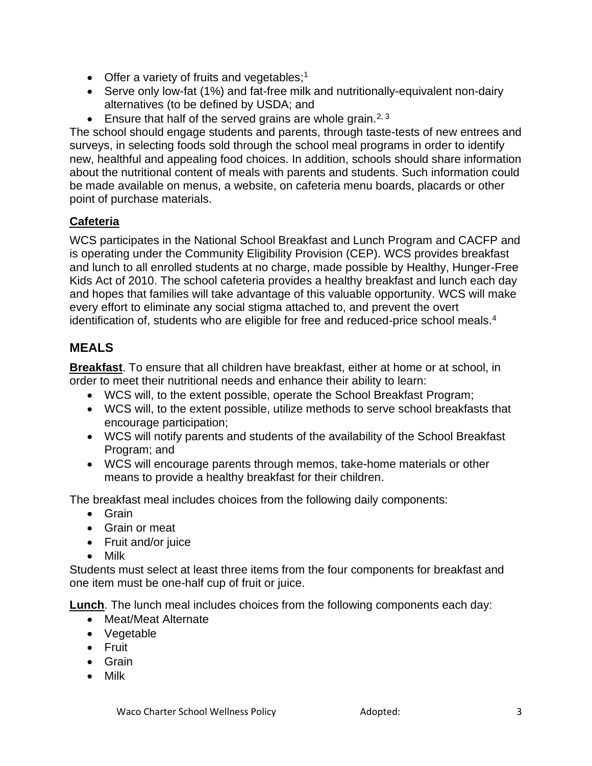- Offer a variety of fruits and vegetables;[1]
- Serve only low-fat (1%) and fat-free milk and nutritionally-equivalent non-dairy alternatives (to be defined by USDA; and
- Ensure that half of the served grains are whole grain.[2, 3]

The school should engage students and parents, through taste-tests of new entrees and surveys, in selecting foods sold through the school meal programs in order to identify new, healthful and appealing food choices. In addition, schools should share information about the nutritional content of meals with parents and students. Such information could be made available on menus, a website, on cafeteria menu boards, placards or other point of purchase materials.

### **Cafeteria**

WCS participates in the National School Breakfast and Lunch Program and CACFP and is operating under the Community Eligibility Provision (CEP). WCS provides breakfast and lunch to all enrolled students at no charge, made possible by Healthy, Hunger-Free Kids Act of 2010. The school cafeteria provides a healthy breakfast and lunch each day and hopes that families will take advantage of this valuable opportunity. WCS will make every effort to eliminate any social stigma attached to, and prevent the overt identification of, students who are eligible for free and reduced-price school meals.[4]

## MEALS

**Breakfast**. To ensure that all children have breakfast, either at home or at school, in order to meet their nutritional needs and enhance their ability to learn:

- WCS will, to the extent possible, operate the School Breakfast Program;
- WCS will, to the extent possible, utilize methods to serve school breakfasts that encourage participation;
- WCS will notify parents and students of the availability of the School Breakfast Program; and
- WCS will encourage parents through memos, take-home materials or other means to provide a healthy breakfast for their children.

The breakfast meal includes choices from the following daily components:

- Grain
- Grain or meat
- Fruit and/or juice
- Milk

Students must select at least three items from the four components for breakfast and one item must be one-half cup of fruit or juice.

**Lunch**. The lunch meal includes choices from the following components each day:

- Meat/Meat Alternate
- Vegetable
- Fruit
- Grain
- Milk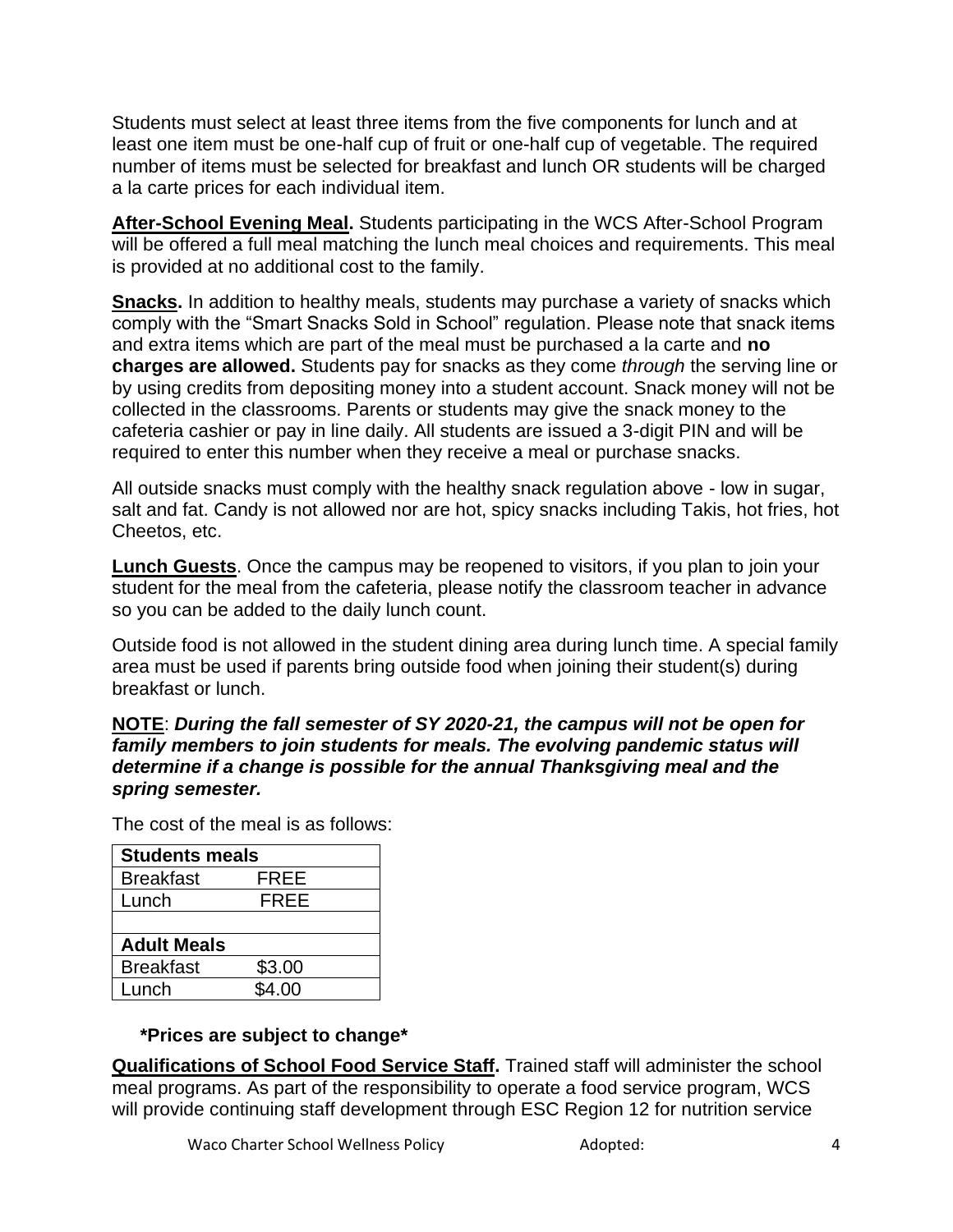Students must select at least three items from the five components for lunch and at least one item must be one-half cup of fruit or one-half cup of vegetable. The required number of items must be selected for breakfast and lunch OR students will be charged a la carte prices for each individual item.

**After-School Evening Meal.** Students participating in the WCS After-School Program will be offered a full meal matching the lunch meal choices and requirements. This meal is provided at no additional cost to the family.

**Snacks.** In addition to healthy meals, students may purchase a variety of snacks which comply with the "Smart Snacks Sold in School" regulation. Please note that snack items and extra items which are part of the meal must be purchased a la carte and **no charges are allowed.** Students pay for snacks as they come *through* the serving line or by using credits from depositing money into a student account. Snack money will not be collected in the classrooms. Parents or students may give the snack money to the cafeteria cashier or pay in line daily. All students are issued a 3-digit PIN and will be required to enter this number when they receive a meal or purchase snacks.

All outside snacks must comply with the healthy snack regulation above - low in sugar, salt and fat. Candy is not allowed nor are hot, spicy snacks including Takis, hot fries, hot Cheetos, etc.

**Lunch Guests**. Once the campus may be reopened to visitors, if you plan to join your student for the meal from the cafeteria, please notify the classroom teacher in advance so you can be added to the daily lunch count.

Outside food is not allowed in the student dining area during lunch time. A special family area must be used if parents bring outside food when joining their student(s) during breakfast or lunch.

**NOTE**: ***During the fall semester of SY 2020-21, the campus will not be open for family members to join students for meals. The evolving pandemic status will determine if a change is possible for the annual Thanksgiving meal and the spring semester.***

The cost of the meal is as follows:

| **Students meals** | |
|---|---|
| Breakfast | FREE |
| Lunch | FREE |
| | |
| **Adult Meals** | |
| Breakfast | $3.00 |
| Lunch | $4.00 |

**\*Prices are subject to change\***

**Qualifications of School Food Service Staff.** Trained staff will administer the school meal programs. As part of the responsibility to operate a food service program, WCS will provide continuing staff development through ESC Region 12 for nutrition service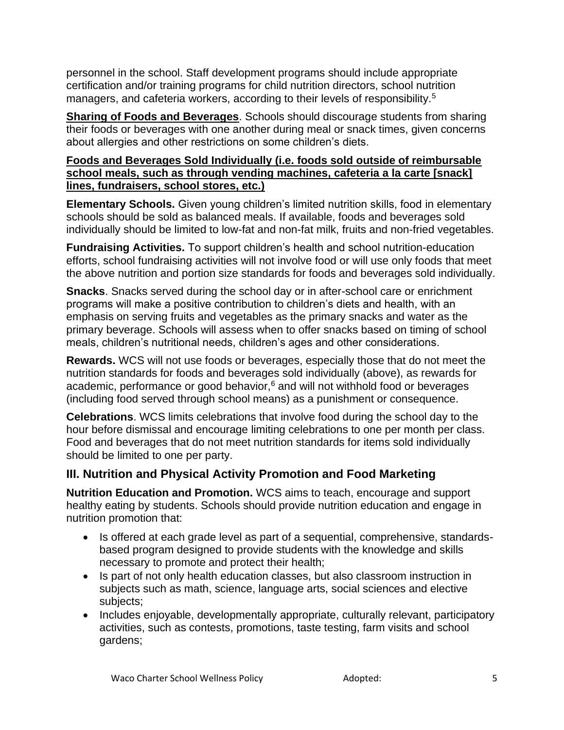personnel in the school. Staff development programs should include appropriate certification and/or training programs for child nutrition directors, school nutrition managers, and cafeteria workers, according to their levels of responsibility.[5]

**Sharing of Foods and Beverages**. Schools should discourage students from sharing their foods or beverages with one another during meal or snack times, given concerns about allergies and other restrictions on some children's diets.

**Foods and Beverages Sold Individually (i.e. foods sold outside of reimbursable school meals, such as through vending machines, cafeteria a la carte [snack] lines, fundraisers, school stores, etc.)**

**Elementary Schools.** Given young children's limited nutrition skills, food in elementary schools should be sold as balanced meals. If available, foods and beverages sold individually should be limited to low-fat and non-fat milk, fruits and non-fried vegetables.

**Fundraising Activities.** To support children's health and school nutrition-education efforts, school fundraising activities will not involve food or will use only foods that meet the above nutrition and portion size standards for foods and beverages sold individually.

**Snacks**. Snacks served during the school day or in after-school care or enrichment programs will make a positive contribution to children's diets and health, with an emphasis on serving fruits and vegetables as the primary snacks and water as the primary beverage. Schools will assess when to offer snacks based on timing of school meals, children's nutritional needs, children's ages and other considerations.

**Rewards.** WCS will not use foods or beverages, especially those that do not meet the nutrition standards for foods and beverages sold individually (above), as rewards for academic, performance or good behavior,[6] and will not withhold food or beverages (including food served through school means) as a punishment or consequence.

**Celebrations**. WCS limits celebrations that involve food during the school day to the hour before dismissal and encourage limiting celebrations to one per month per class. Food and beverages that do not meet nutrition standards for items sold individually should be limited to one per party.

## III. Nutrition and Physical Activity Promotion and Food Marketing

**Nutrition Education and Promotion.** WCS aims to teach, encourage and support healthy eating by students. Schools should provide nutrition education and engage in nutrition promotion that:

- Is offered at each grade level as part of a sequential, comprehensive, standards-based program designed to provide students with the knowledge and skills necessary to promote and protect their health;
- Is part of not only health education classes, but also classroom instruction in subjects such as math, science, language arts, social sciences and elective subjects;
- Includes enjoyable, developmentally appropriate, culturally relevant, participatory activities, such as contests, promotions, taste testing, farm visits and school gardens;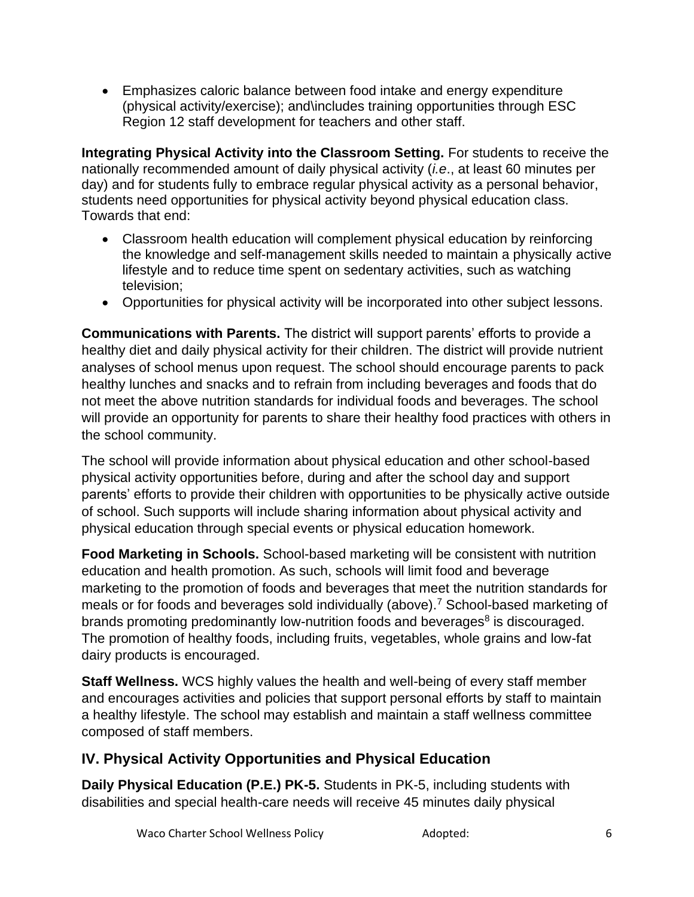- Emphasizes caloric balance between food intake and energy expenditure (physical activity/exercise); and\includes training opportunities through ESC Region 12 staff development for teachers and other staff.

**Integrating Physical Activity into the Classroom Setting.** For students to receive the nationally recommended amount of daily physical activity (*i.e*., at least 60 minutes per day) and for students fully to embrace regular physical activity as a personal behavior, students need opportunities for physical activity beyond physical education class. Towards that end:

- Classroom health education will complement physical education by reinforcing the knowledge and self-management skills needed to maintain a physically active lifestyle and to reduce time spent on sedentary activities, such as watching television;
- Opportunities for physical activity will be incorporated into other subject lessons.

**Communications with Parents.** The district will support parents' efforts to provide a healthy diet and daily physical activity for their children. The district will provide nutrient analyses of school menus upon request. The school should encourage parents to pack healthy lunches and snacks and to refrain from including beverages and foods that do not meet the above nutrition standards for individual foods and beverages. The school will provide an opportunity for parents to share their healthy food practices with others in the school community.

The school will provide information about physical education and other school-based physical activity opportunities before, during and after the school day and support parents' efforts to provide their children with opportunities to be physically active outside of school. Such supports will include sharing information about physical activity and physical education through special events or physical education homework.

**Food Marketing in Schools.** School-based marketing will be consistent with nutrition education and health promotion. As such, schools will limit food and beverage marketing to the promotion of foods and beverages that meet the nutrition standards for meals or for foods and beverages sold individually (above).[7] School-based marketing of brands promoting predominantly low-nutrition foods and beverages[8] is discouraged. The promotion of healthy foods, including fruits, vegetables, whole grains and low-fat dairy products is encouraged.

**Staff Wellness.** WCS highly values the health and well-being of every staff member and encourages activities and policies that support personal efforts by staff to maintain a healthy lifestyle. The school may establish and maintain a staff wellness committee composed of staff members.

## IV. Physical Activity Opportunities and Physical Education

**Daily Physical Education (P.E.) PK-5.** Students in PK-5, including students with disabilities and special health-care needs will receive 45 minutes daily physical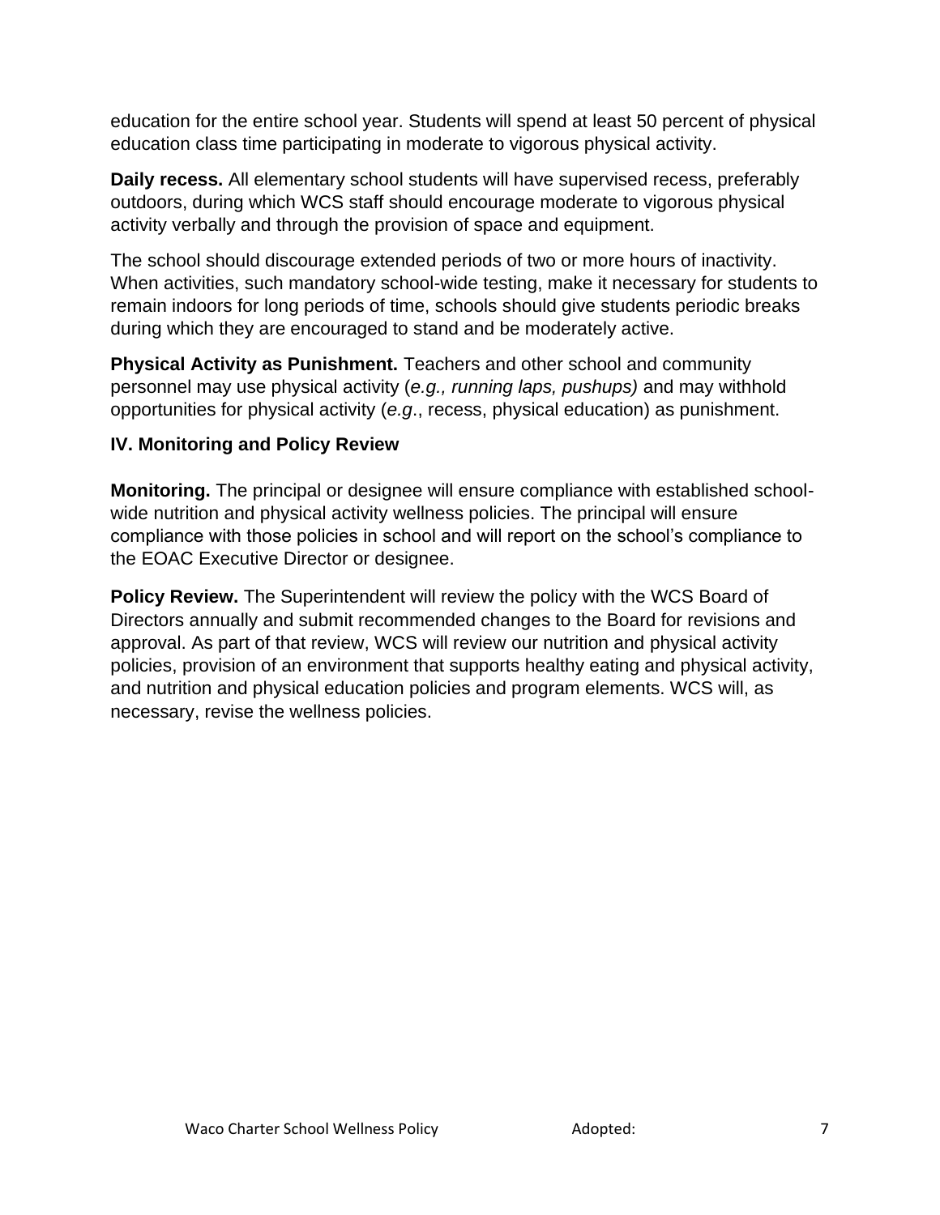education for the entire school year. Students will spend at least 50 percent of physical education class time participating in moderate to vigorous physical activity.

**Daily recess.** All elementary school students will have supervised recess, preferably outdoors, during which WCS staff should encourage moderate to vigorous physical activity verbally and through the provision of space and equipment.

The school should discourage extended periods of two or more hours of inactivity. When activities, such mandatory school-wide testing, make it necessary for students to remain indoors for long periods of time, schools should give students periodic breaks during which they are encouraged to stand and be moderately active.

**Physical Activity as Punishment.** Teachers and other school and community personnel may use physical activity (*e.g., running laps, pushups)* and may withhold opportunities for physical activity (*e.g*., recess, physical education) as punishment.

### IV. Monitoring and Policy Review

**Monitoring.** The principal or designee will ensure compliance with established school-wide nutrition and physical activity wellness policies. The principal will ensure compliance with those policies in school and will report on the school's compliance to the EOAC Executive Director or designee.

**Policy Review.** The Superintendent will review the policy with the WCS Board of Directors annually and submit recommended changes to the Board for revisions and approval. As part of that review, WCS will review our nutrition and physical activity policies, provision of an environment that supports healthy eating and physical activity, and nutrition and physical education policies and program elements. WCS will, as necessary, revise the wellness policies.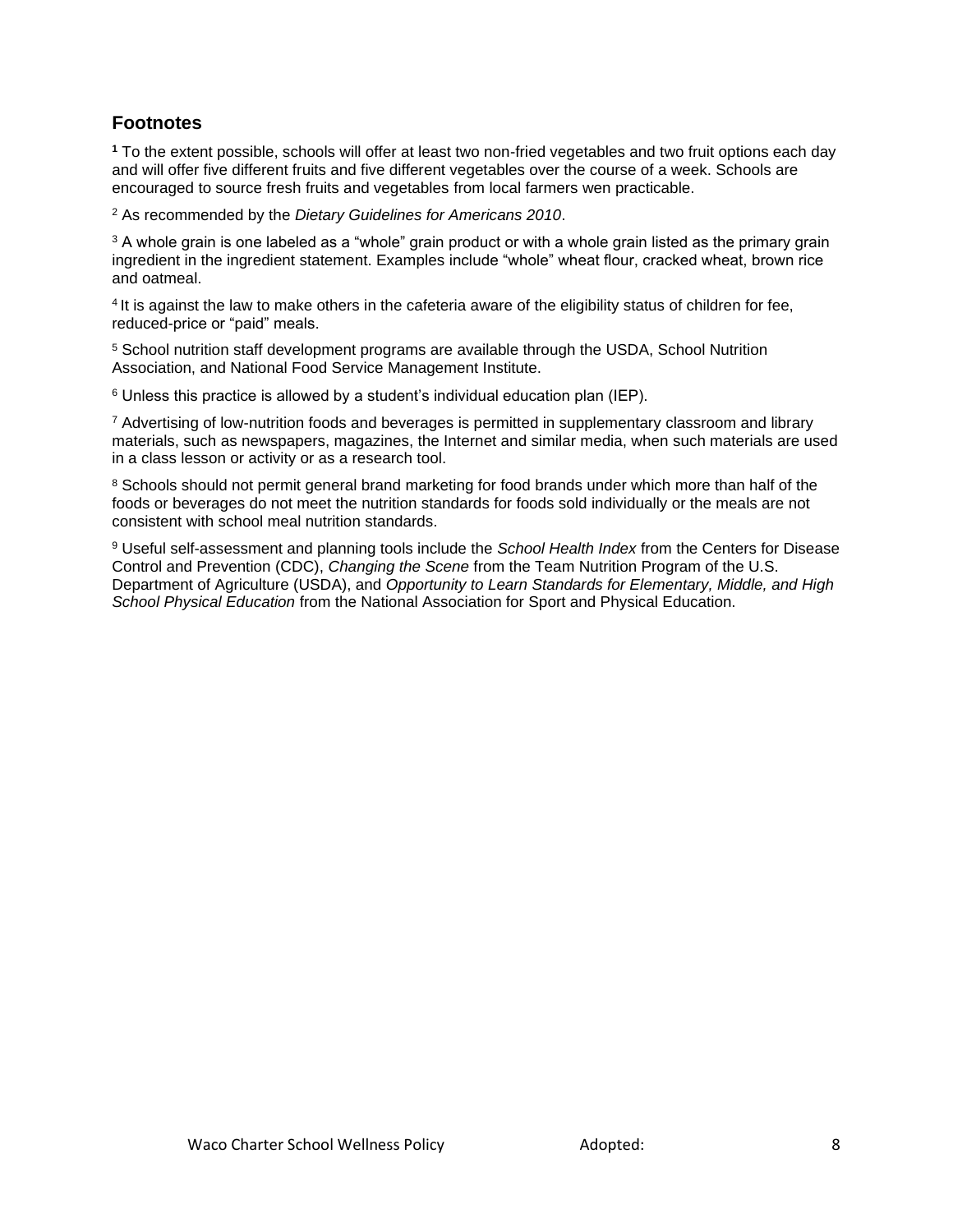## Footnotes

[1] To the extent possible, schools will offer at least two non-fried vegetables and two fruit options each day and will offer five different fruits and five different vegetables over the course of a week. Schools are encouraged to source fresh fruits and vegetables from local farmers wen practicable.

[2] As recommended by the *Dietary Guidelines for Americans 2010*.

[3] A whole grain is one labeled as a "whole" grain product or with a whole grain listed as the primary grain ingredient in the ingredient statement. Examples include "whole" wheat flour, cracked wheat, brown rice and oatmeal.

[4] It is against the law to make others in the cafeteria aware of the eligibility status of children for fee, reduced-price or "paid" meals.

[5] School nutrition staff development programs are available through the USDA, School Nutrition Association, and National Food Service Management Institute.

[6] Unless this practice is allowed by a student's individual education plan (IEP).

[7] Advertising of low-nutrition foods and beverages is permitted in supplementary classroom and library materials, such as newspapers, magazines, the Internet and similar media, when such materials are used in a class lesson or activity or as a research tool.

[8] Schools should not permit general brand marketing for food brands under which more than half of the foods or beverages do not meet the nutrition standards for foods sold individually or the meals are not consistent with school meal nutrition standards.

[9] Useful self-assessment and planning tools include the *School Health Index* from the Centers for Disease Control and Prevention (CDC), *Changing the Scene* from the Team Nutrition Program of the U.S. Department of Agriculture (USDA), and *Opportunity to Learn Standards for Elementary, Middle, and High School Physical Education* from the National Association for Sport and Physical Education.